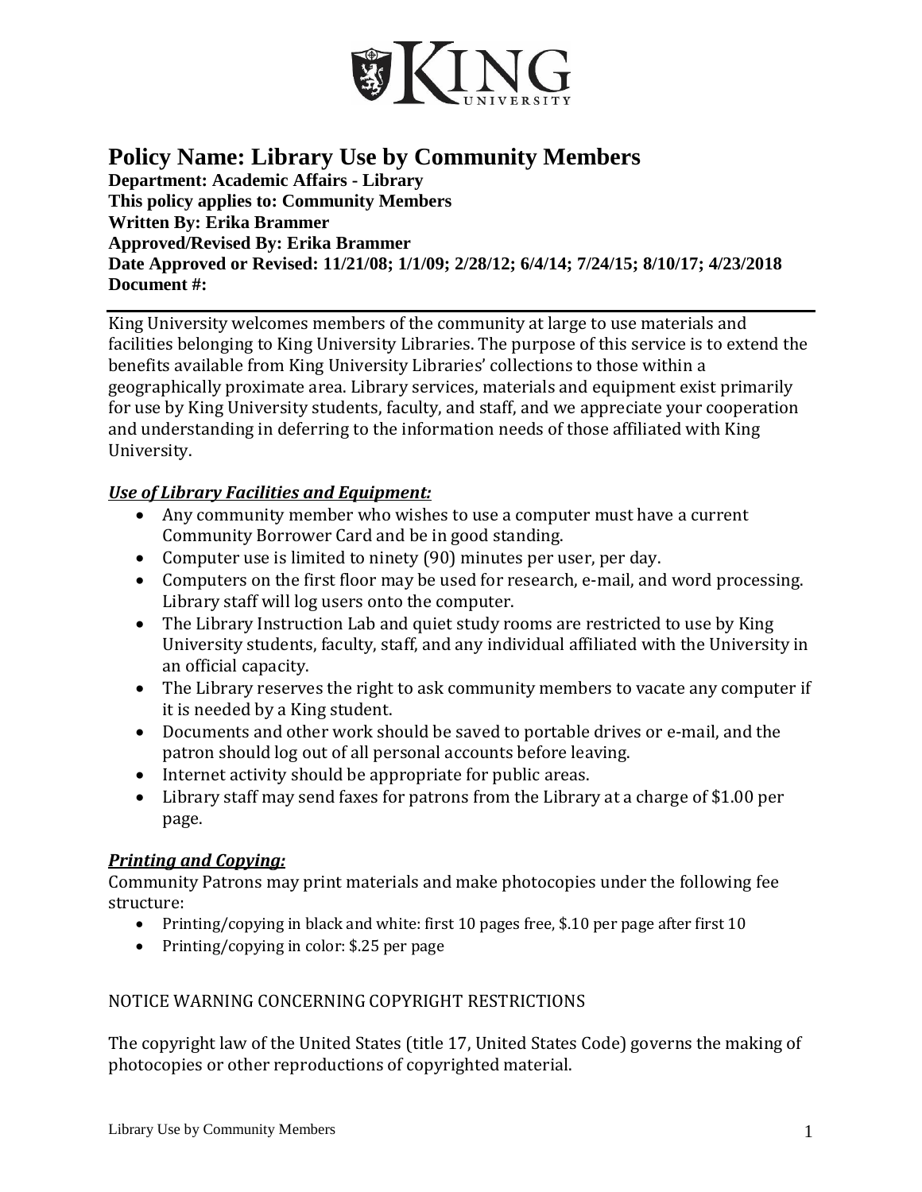# Policy Name: Library Use by Community Members

**Department: Academic Affairs - Library**
**This policy applies to: Community Members**
**Written By: Erika Brammer**
**Approved/Revised By: Erika Brammer**
**Date Approved or Revised: 11/21/08; 1/1/09; 2/28/12; 6/4/14; 7/24/15; 8/10/17; 4/23/2018**
**Document #:**

---

King University welcomes members of the community at large to use materials and facilities belonging to King University Libraries. The purpose of this service is to extend the benefits available from King University Libraries' collections to those within a geographically proximate area. Library services, materials and equipment exist primarily for use by King University students, faculty, and staff, and we appreciate your cooperation and understanding in deferring to the information needs of those affiliated with King University.

***Use of Library Facilities and Equipment:***

- Any community member who wishes to use a computer must have a current Community Borrower Card and be in good standing.
- Computer use is limited to ninety (90) minutes per user, per day.
- Computers on the first floor may be used for research, e-mail, and word processing. Library staff will log users onto the computer.
- The Library Instruction Lab and quiet study rooms are restricted to use by King University students, faculty, staff, and any individual affiliated with the University in an official capacity.
- The Library reserves the right to ask community members to vacate any computer if it is needed by a King student.
- Documents and other work should be saved to portable drives or e-mail, and the patron should log out of all personal accounts before leaving.
- Internet activity should be appropriate for public areas.
- Library staff may send faxes for patrons from the Library at a charge of $1.00 per page.

***Printing and Copying:***

Community Patrons may print materials and make photocopies under the following fee structure:

- Printing/copying in black and white: first 10 pages free, $.10 per page after first 10
- Printing/copying in color: $.25 per page

NOTICE WARNING CONCERNING COPYRIGHT RESTRICTIONS

The copyright law of the United States (title 17, United States Code) governs the making of photocopies or other reproductions of copyrighted material.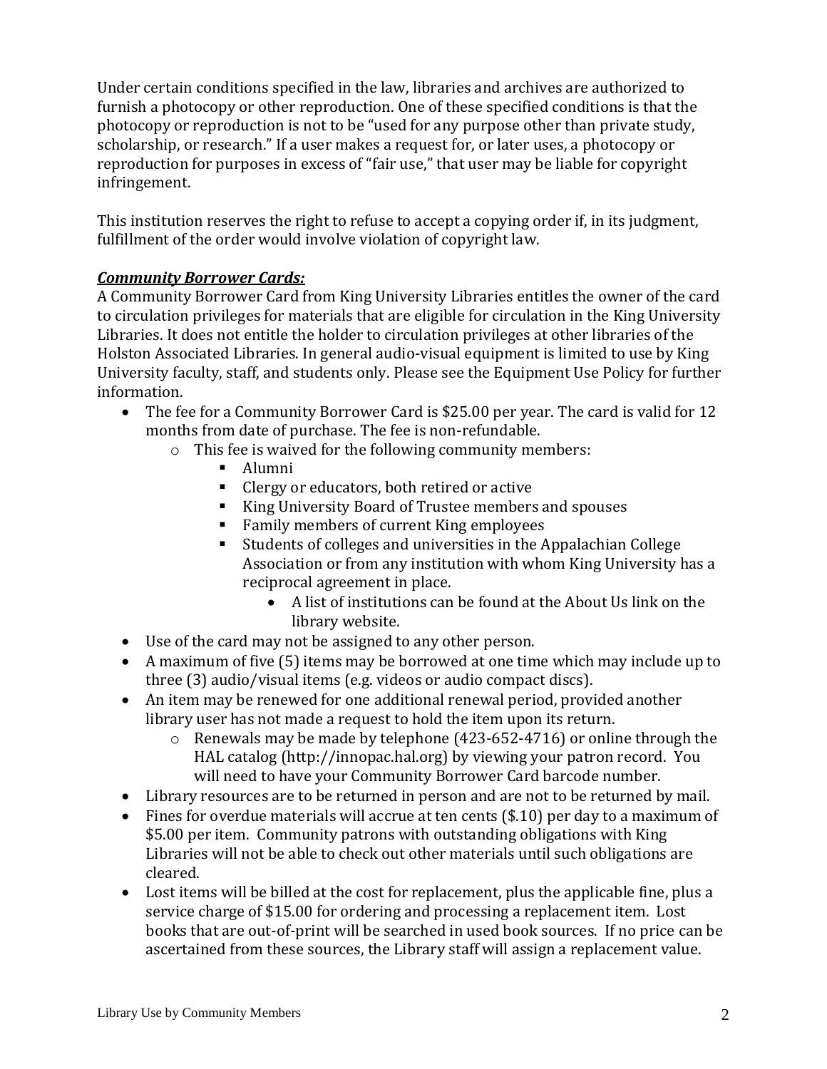Under certain conditions specified in the law, libraries and archives are authorized to furnish a photocopy or other reproduction. One of these specified conditions is that the photocopy or reproduction is not to be "used for any purpose other than private study, scholarship, or research." If a user makes a request for, or later uses, a photocopy or reproduction for purposes in excess of "fair use," that user may be liable for copyright infringement.

This institution reserves the right to refuse to accept a copying order if, in its judgment, fulfillment of the order would involve violation of copyright law.

***Community Borrower Cards:***

A Community Borrower Card from King University Libraries entitles the owner of the card to circulation privileges for materials that are eligible for circulation in the King University Libraries. It does not entitle the holder to circulation privileges at other libraries of the Holston Associated Libraries. In general audio-visual equipment is limited to use by King University faculty, staff, and students only. Please see the Equipment Use Policy for further information.

- The fee for a Community Borrower Card is $25.00 per year. The card is valid for 12 months from date of purchase. The fee is non-refundable.
    - This fee is waived for the following community members:
        - Alumni
        - Clergy or educators, both retired or active
        - King University Board of Trustee members and spouses
        - Family members of current King employees
        - Students of colleges and universities in the Appalachian College Association or from any institution with whom King University has a reciprocal agreement in place.
            - A list of institutions can be found at the About Us link on the library website.
- Use of the card may not be assigned to any other person.
- A maximum of five (5) items may be borrowed at one time which may include up to three (3) audio/visual items (e.g. videos or audio compact discs).
- An item may be renewed for one additional renewal period, provided another library user has not made a request to hold the item upon its return.
    - Renewals may be made by telephone (423-652-4716) or online through the HAL catalog (http://innopac.hal.org) by viewing your patron record. You will need to have your Community Borrower Card barcode number.
- Library resources are to be returned in person and are not to be returned by mail.
- Fines for overdue materials will accrue at ten cents ($.10) per day to a maximum of $5.00 per item. Community patrons with outstanding obligations with King Libraries will not be able to check out other materials until such obligations are cleared.
- Lost items will be billed at the cost for replacement, plus the applicable fine, plus a service charge of $15.00 for ordering and processing a replacement item. Lost books that are out-of-print will be searched in used book sources. If no price can be ascertained from these sources, the Library staff will assign a replacement value.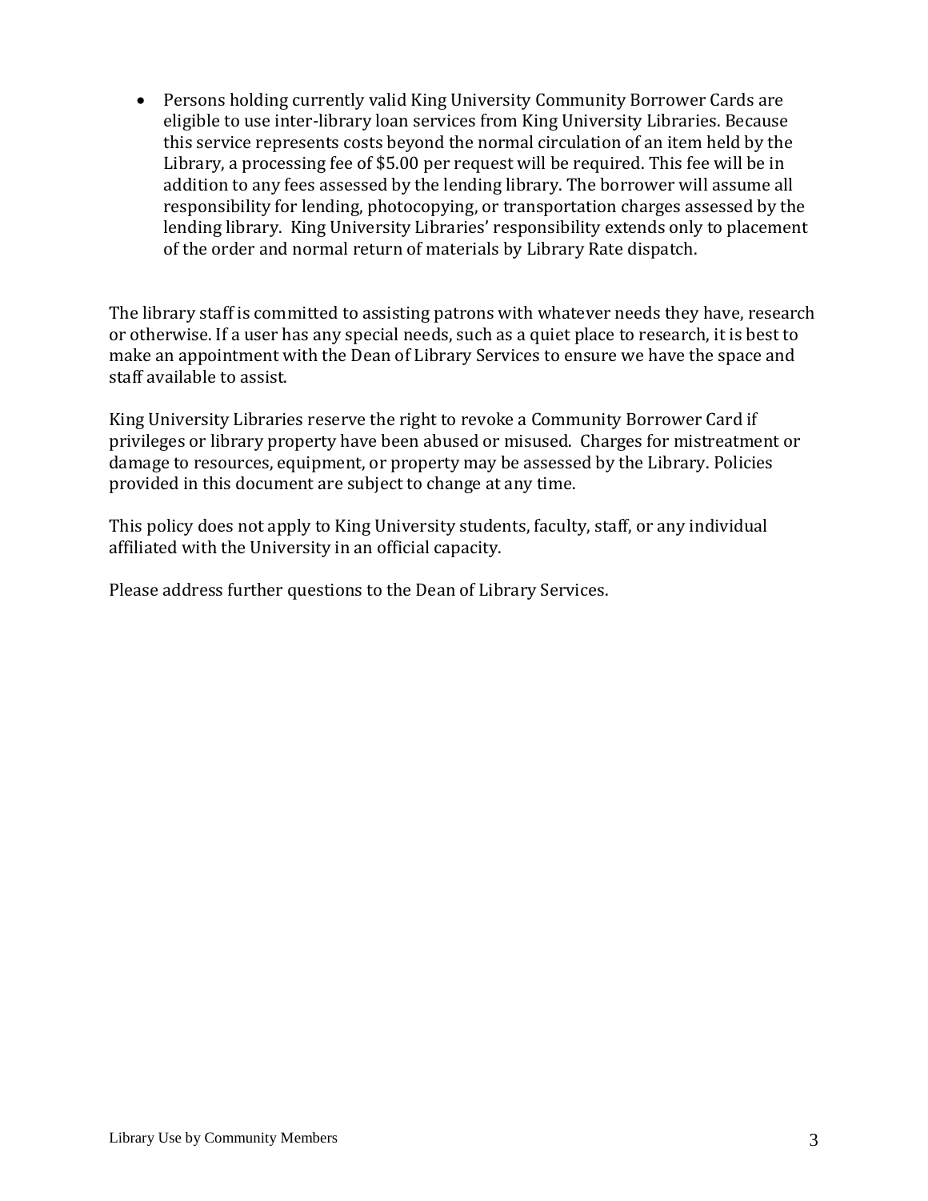- Persons holding currently valid King University Community Borrower Cards are eligible to use inter-library loan services from King University Libraries. Because this service represents costs beyond the normal circulation of an item held by the Library, a processing fee of $5.00 per request will be required. This fee will be in addition to any fees assessed by the lending library. The borrower will assume all responsibility for lending, photocopying, or transportation charges assessed by the lending library. King University Libraries' responsibility extends only to placement of the order and normal return of materials by Library Rate dispatch.

The library staff is committed to assisting patrons with whatever needs they have, research or otherwise. If a user has any special needs, such as a quiet place to research, it is best to make an appointment with the Dean of Library Services to ensure we have the space and staff available to assist.

King University Libraries reserve the right to revoke a Community Borrower Card if privileges or library property have been abused or misused. Charges for mistreatment or damage to resources, equipment, or property may be assessed by the Library. Policies provided in this document are subject to change at any time.

This policy does not apply to King University students, faculty, staff, or any individual affiliated with the University in an official capacity.

Please address further questions to the Dean of Library Services.